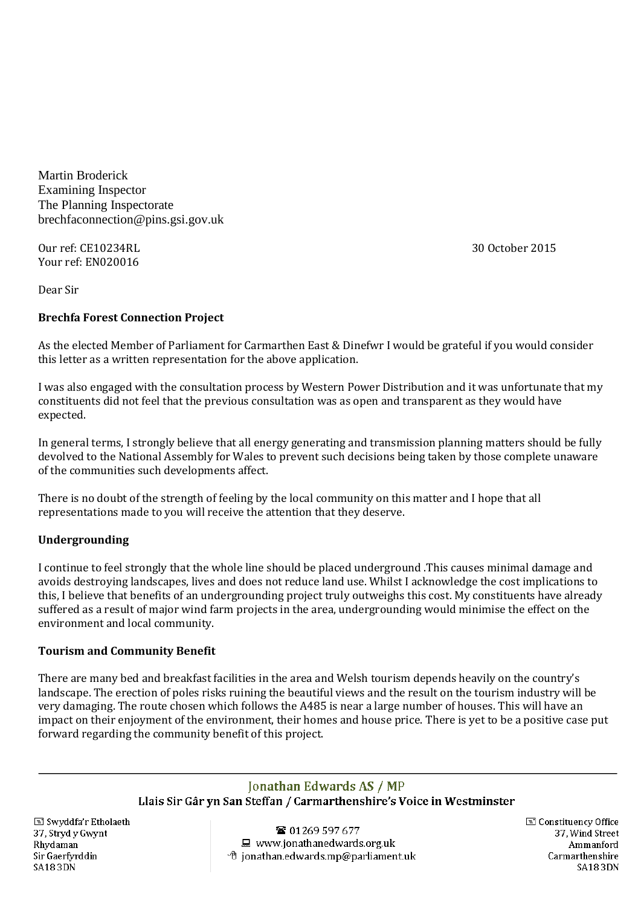Martin Broderick
Examining Inspector
The Planning Inspectorate
brechfaconnection@pins.gsi.gov.uk

Our ref: CE10234RL

Your ref: EN020016

30 October 2015

Dear Sir

**Brechfa Forest Connection Project**

As the elected Member of Parliament for Carmarthen East & Dinefwr I would be grateful if you would consider this letter as a written representation for the above application.

I was also engaged with the consultation process by Western Power Distribution and it was unfortunate that my constituents did not feel that the previous consultation was as open and transparent as they would have expected.

In general terms, I strongly believe that all energy generating and transmission planning matters should be fully devolved to the National Assembly for Wales to prevent such decisions being taken by those complete unaware of the communities such developments affect.

There is no doubt of the strength of feeling by the local community on this matter and I hope that all representations made to you will receive the attention that they deserve.

**Undergrounding**

I continue to feel strongly that the whole line should be placed underground .This causes minimal damage and avoids destroying landscapes, lives and does not reduce land use. Whilst I acknowledge the cost implications to this, I believe that benefits of an undergrounding project truly outweighs this cost. My constituents have already suffered as a result of major wind farm projects in the area, undergrounding would minimise the effect on the environment and local community.

**Tourism and Community Benefit**

There are many bed and breakfast facilities in the area and Welsh tourism depends heavily on the country's landscape. The erection of poles risks ruining the beautiful views and the result on the tourism industry will be very damaging. The route chosen which follows the A485 is near a large number of houses. This will have an impact on their enjoyment of the environment, their homes and house price. There is yet to be a positive case put forward regarding the community benefit of this project.

Jonathan Edwards AS / MP

Llais Sir Gâr yn San Steffan / Carmarthenshire's Voice in Westminster

Swyddfa'r Etholaeth
37, Stryd y Gwynt
Rhydaman
Sir Gaerfyrddin
SA18 3DN

01269 597 677
www.jonathanedwards.org.uk
jonathan.edwards.mp@parliament.uk

Constituency Office
37, Wind Street
Ammanford
Carmarthenshire
SA18 3DN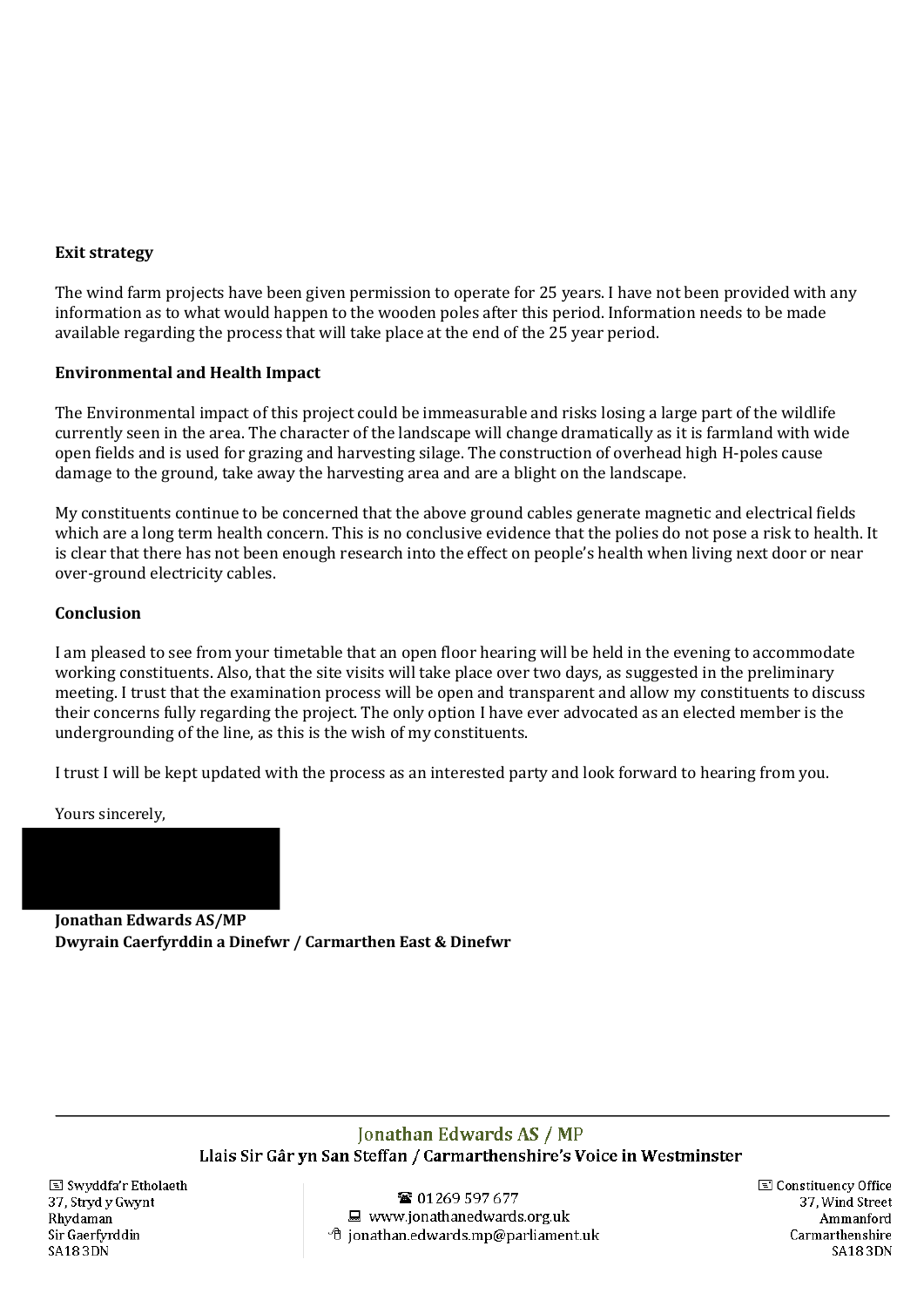**Exit strategy**

The wind farm projects have been given permission to operate for 25 years. I have not been provided with any information as to what would happen to the wooden poles after this period. Information needs to be made available regarding the process that will take place at the end of the 25 year period.

**Environmental and Health Impact**

The Environmental impact of this project could be immeasurable and risks losing a large part of the wildlife currently seen in the area. The character of the landscape will change dramatically as it is farmland with wide open fields and is used for grazing and harvesting silage. The construction of overhead high H-poles cause damage to the ground, take away the harvesting area and are a blight on the landscape.

My constituents continue to be concerned that the above ground cables generate magnetic and electrical fields which are a long term health concern. This is no conclusive evidence that the polies do not pose a risk to health. It is clear that there has not been enough research into the effect on people's health when living next door or near over-ground electricity cables.

**Conclusion**

I am pleased to see from your timetable that an open floor hearing will be held in the evening to accommodate working constituents. Also, that the site visits will take place over two days, as suggested in the preliminary meeting. I trust that the examination process will be open and transparent and allow my constituents to discuss their concerns fully regarding the project. The only option I have ever advocated as an elected member is the undergrounding of the line, as this is the wish of my constituents.

I trust I will be kept updated with the process as an interested party and look forward to hearing from you.

Yours sincerely,

**Jonathan Edwards AS/MP**
**Dwyrain Caerfyrddin a Dinefwr / Carmarthen East & Dinefwr**

Jonathan Edwards AS / MP
Llais Sir Gâr yn San Steffan / Carmarthenshire's Voice in Westminster

Swyddfa'r Etholaeth
37, Stryd y Gwynt
Rhydaman
Sir Gaerfyrddin
SA18 3DN

01269 597 677
www.jonathanedwards.org.uk
jonathan.edwards.mp@parliament.uk

Constituency Office
37, Wind Street
Ammanford
Carmarthenshire
SA18 3DN